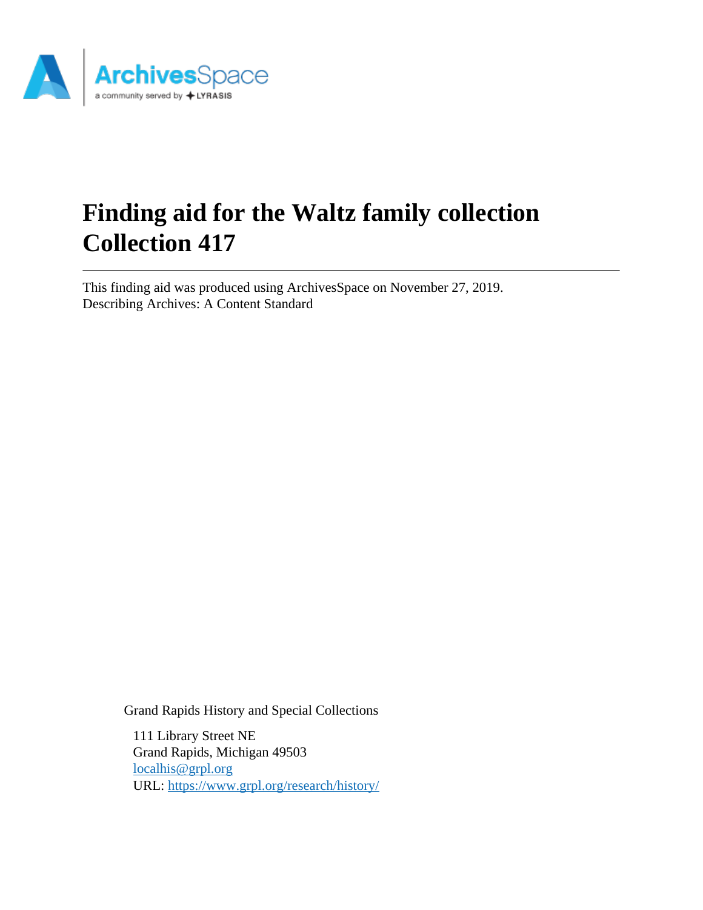# Finding aid for the Waltz family collection Collection 417

This finding aid was produced using ArchivesSpace on November 27, 2019.
Describing Archives: A Content Standard

Grand Rapids History and Special Collections

111 Library Street NE
Grand Rapids, Michigan 49503
[localhis@grpl.org](mailto:localhis@grpl.org)
URL: [https://www.grpl.org/research/history/](https://www.grpl.org/research/history/)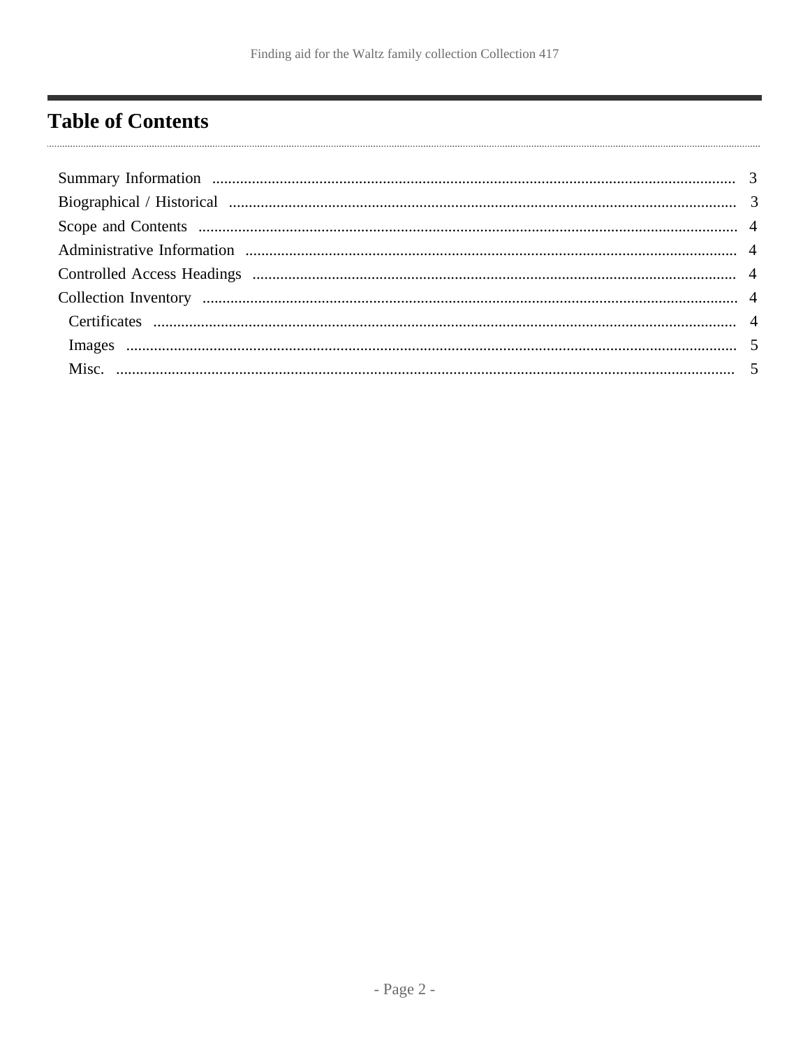# Table of Contents

- Summary Information ........ 3
- Biographical / Historical ........ 3
- Scope and Contents ........ 4
- Administrative Information ........ 4
- Controlled Access Headings ........ 4
- Collection Inventory ........ 4
  - Certificates ........ 4
  - Images ........ 5
  - Misc. ........ 5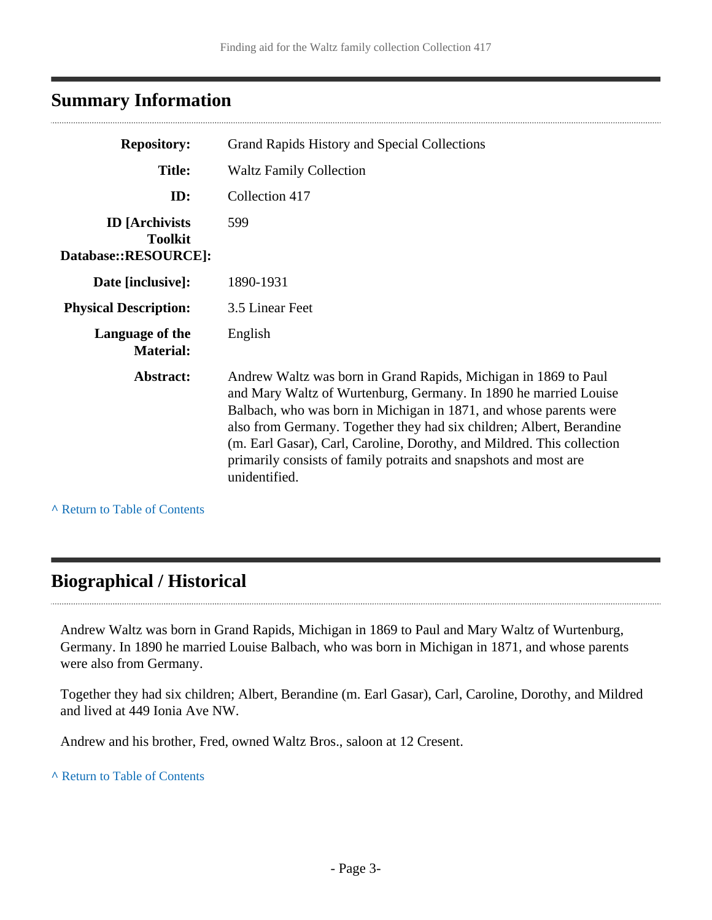## Summary Information

| | |
|---|---|
| **Repository:** | Grand Rapids History and Special Collections |
| **Title:** | Waltz Family Collection |
| **ID:** | Collection 417 |
| **ID [Archivists Toolkit Database::RESOURCE]:** | 599 |
| **Date [inclusive]:** | 1890-1931 |
| **Physical Description:** | 3.5 Linear Feet |
| **Language of the Material:** | English |
| **Abstract:** | Andrew Waltz was born in Grand Rapids, Michigan in 1869 to Paul and Mary Waltz of Wurtenburg, Germany. In 1890 he married Louise Balbach, who was born in Michigan in 1871, and whose parents were also from Germany. Together they had six children; Albert, Berandine (m. Earl Gasar), Carl, Caroline, Dorothy, and Mildred. This collection primarily consists of family potraits and snapshots and most are unidentified. |

^ Return to Table of Contents

## Biographical / Historical

Andrew Waltz was born in Grand Rapids, Michigan in 1869 to Paul and Mary Waltz of Wurtenburg, Germany. In 1890 he married Louise Balbach, who was born in Michigan in 1871, and whose parents were also from Germany.

Together they had six children; Albert, Berandine (m. Earl Gasar), Carl, Caroline, Dorothy, and Mildred and lived at 449 Ionia Ave NW.

Andrew and his brother, Fred, owned Waltz Bros., saloon at 12 Cresent.

^ Return to Table of Contents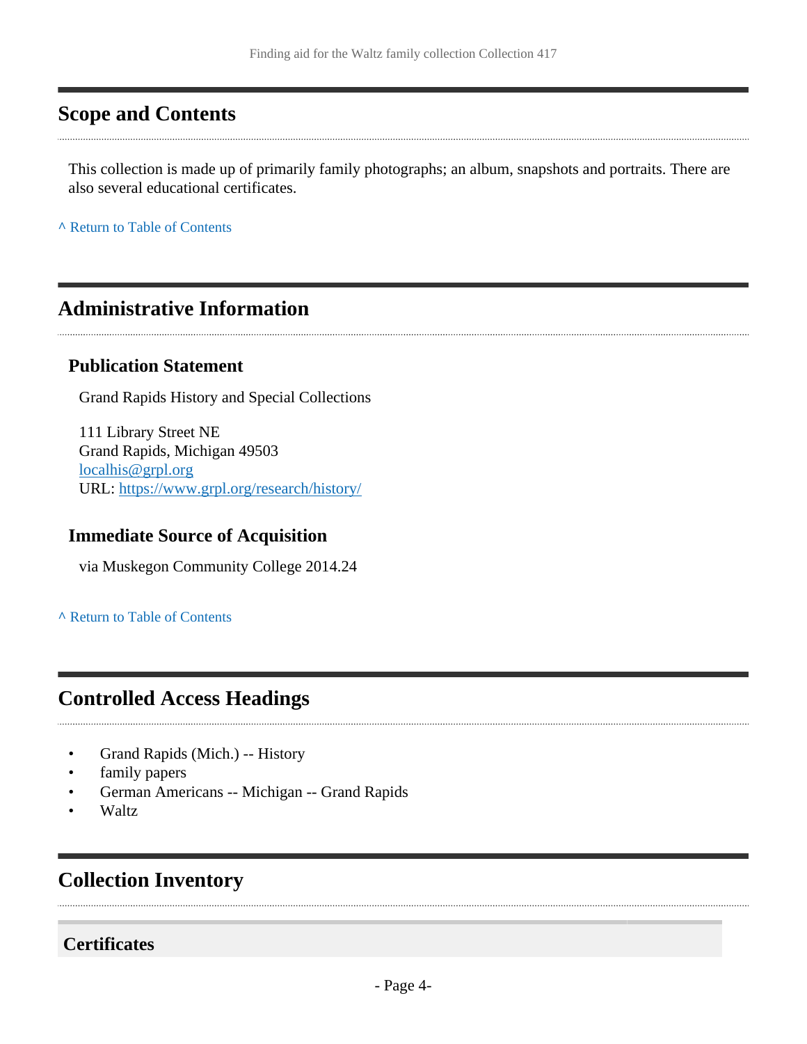## Scope and Contents

This collection is made up of primarily family photographs; an album, snapshots and portraits. There are also several educational certificates.

^ Return to Table of Contents

## Administrative Information

### Publication Statement

Grand Rapids History and Special Collections

111 Library Street NE
Grand Rapids, Michigan 49503
localhis@grpl.org
URL: https://www.grpl.org/research/history/

### Immediate Source of Acquisition

via Muskegon Community College 2014.24

^ Return to Table of Contents

## Controlled Access Headings

- Grand Rapids (Mich.) -- History
- family papers
- German Americans -- Michigan -- Grand Rapids
- Waltz

## Collection Inventory

### Certificates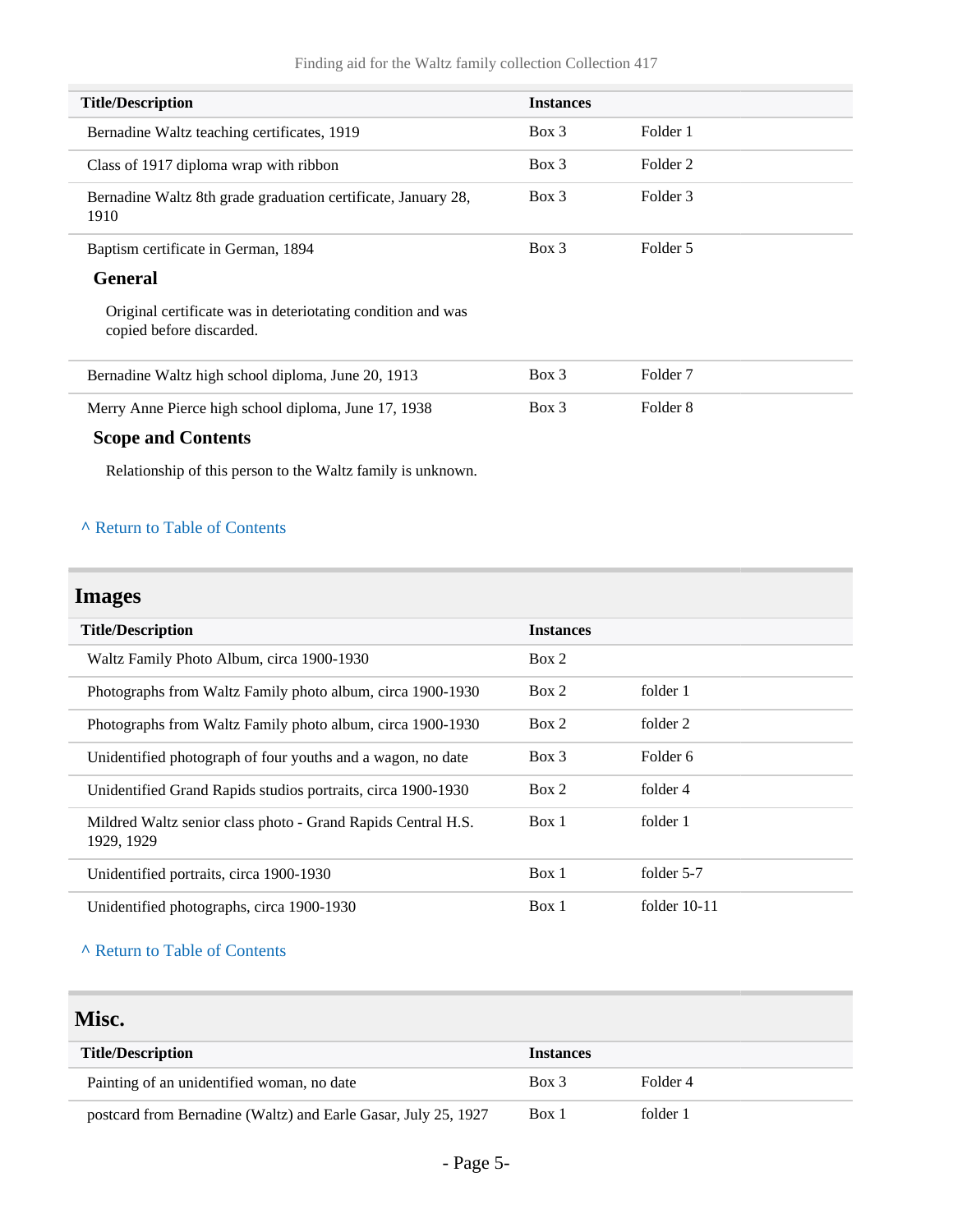| Title/Description | Instances | |
|---|---|---|
| Bernadine Waltz teaching certificates, 1919 | Box 3 | Folder 1 |
| Class of 1917 diploma wrap with ribbon | Box 3 | Folder 2 |
| Bernadine Waltz 8th grade graduation certificate, January 28, 1910 | Box 3 | Folder 3 |
| Baptism certificate in German, 1894 | Box 3 | Folder 5 |

### General

Original certificate was in deteriotating condition and was copied before discarded.

| Title/Description | Instances | |
|---|---|---|
| Bernadine Waltz high school diploma, June 20, 1913 | Box 3 | Folder 7 |
| Merry Anne Pierce high school diploma, June 17, 1938 | Box 3 | Folder 8 |

### Scope and Contents

Relationship of this person to the Waltz family is unknown.

^ Return to Table of Contents

## Images

| Title/Description | Instances | |
|---|---|---|
| Waltz Family Photo Album, circa 1900-1930 | Box 2 | |
| Photographs from Waltz Family photo album, circa 1900-1930 | Box 2 | folder 1 |
| Photographs from Waltz Family photo album, circa 1900-1930 | Box 2 | folder 2 |
| Unidentified photograph of four youths and a wagon, no date | Box 3 | Folder 6 |
| Unidentified Grand Rapids studios portraits, circa 1900-1930 | Box 2 | folder 4 |
| Mildred Waltz senior class photo - Grand Rapids Central H.S. 1929, 1929 | Box 1 | folder 1 |
| Unidentified portraits, circa 1900-1930 | Box 1 | folder 5-7 |
| Unidentified photographs, circa 1900-1930 | Box 1 | folder 10-11 |

^ Return to Table of Contents

## Misc.

| Title/Description | Instances | |
|---|---|---|
| Painting of an unidentified woman, no date | Box 3 | Folder 4 |
| postcard from Bernadine (Waltz) and Earle Gasar, July 25, 1927 | Box 1 | folder 1 |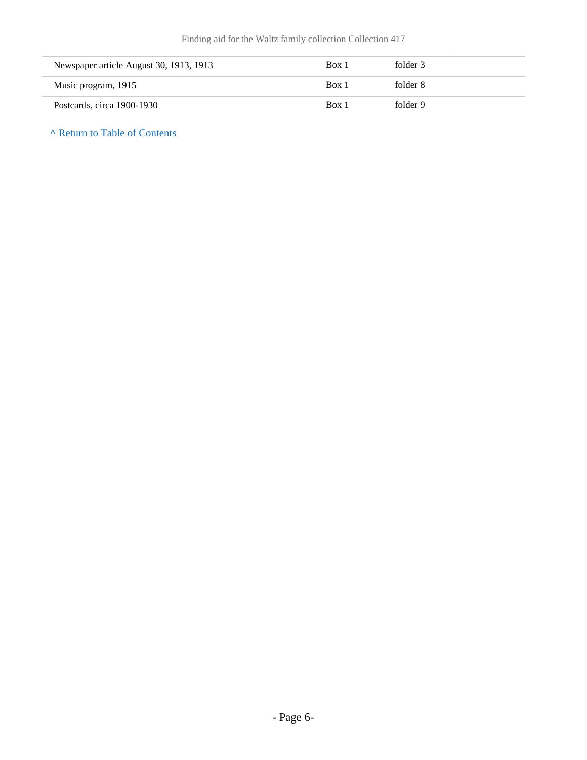| | | |
|---|---|---|
| Newspaper article August 30, 1913, 1913 | Box 1 | folder 3 |
| Music program, 1915 | Box 1 | folder 8 |
| Postcards, circa 1900-1930 | Box 1 | folder 9 |

^ Return to Table of Contents